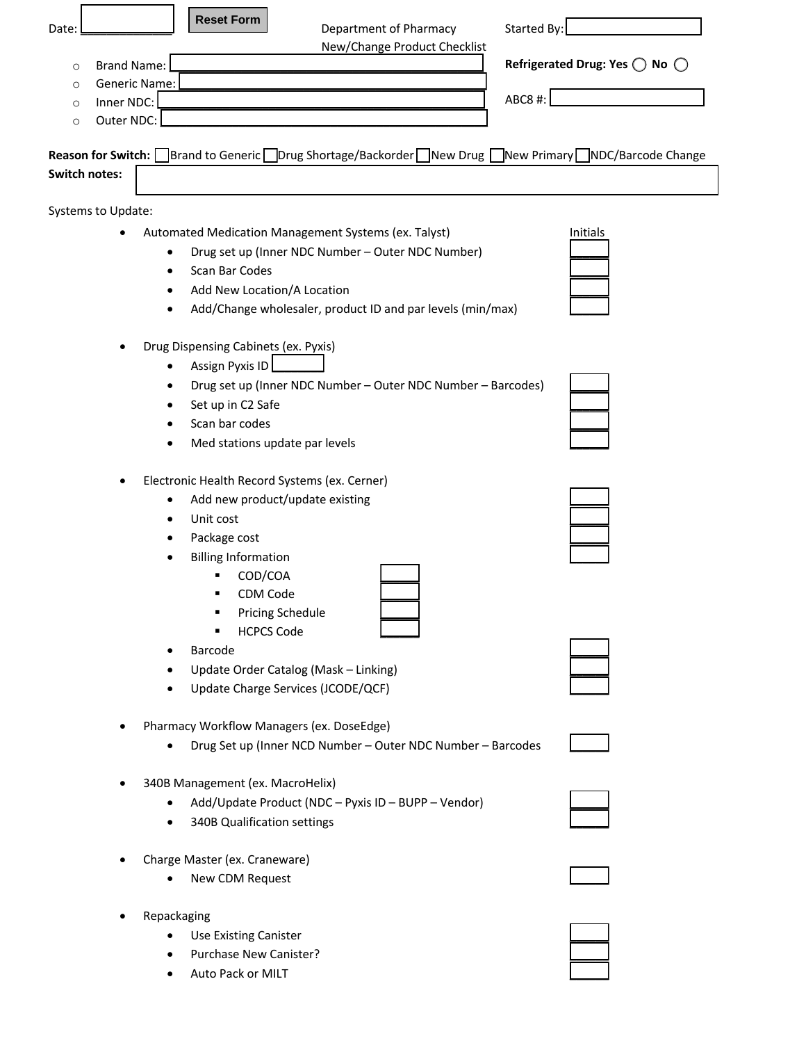Date: ______ [Reset Form]

Department of Pharmacy
New/Change Product Checklist

Started By: ______

- Brand Name: ______
- Generic Name: ______
- Inner NDC: ______
- Outer NDC: ______

**Refrigerated Drug: Yes** ◯ **No** ◯

ABC8 #: ______

**Reason for Switch:** ☐ Brand to Generic ☐ Drug Shortage/Backorder ☐ New Drug ☐ New Primary ☐ NDC/Barcode Change

**Switch notes:** ______

Systems to Update:

- Automated Medication Management Systems (ex. Talyst) — Initials
  - Drug set up (Inner NDC Number – Outer NDC Number) ☐
  - Scan Bar Codes ☐
  - Add New Location/A Location ☐
  - Add/Change wholesaler, product ID and par levels (min/max) ☐

- Drug Dispensing Cabinets (ex. Pyxis)
  - Assign Pyxis ID ______
  - Drug set up (Inner NDC Number – Outer NDC Number – Barcodes) ☐
  - Set up in C2 Safe ☐
  - Scan bar codes ☐
  - Med stations update par levels ☐

- Electronic Health Record Systems (ex. Cerner)
  - Add new product/update existing ☐
  - Unit cost ☐
  - Package cost ☐
  - Billing Information ☐
    - COD/COA ☐
    - CDM Code ☐
    - Pricing Schedule ☐
    - HCPCS Code ☐
  - Barcode ☐
  - Update Order Catalog (Mask – Linking) ☐
  - Update Charge Services (JCODE/QCF) ☐

- Pharmacy Workflow Managers (ex. DoseEdge)
  - Drug Set up (Inner NCD Number – Outer NDC Number – Barcodes ☐

- 340B Management (ex. MacroHelix)
  - Add/Update Product (NDC – Pyxis ID – BUPP – Vendor) ☐
  - 340B Qualification settings ☐

- Charge Master (ex. Craneware)
  - New CDM Request ☐

- Repackaging
  - Use Existing Canister ☐
  - Purchase New Canister? ☐
  - Auto Pack or MILT ☐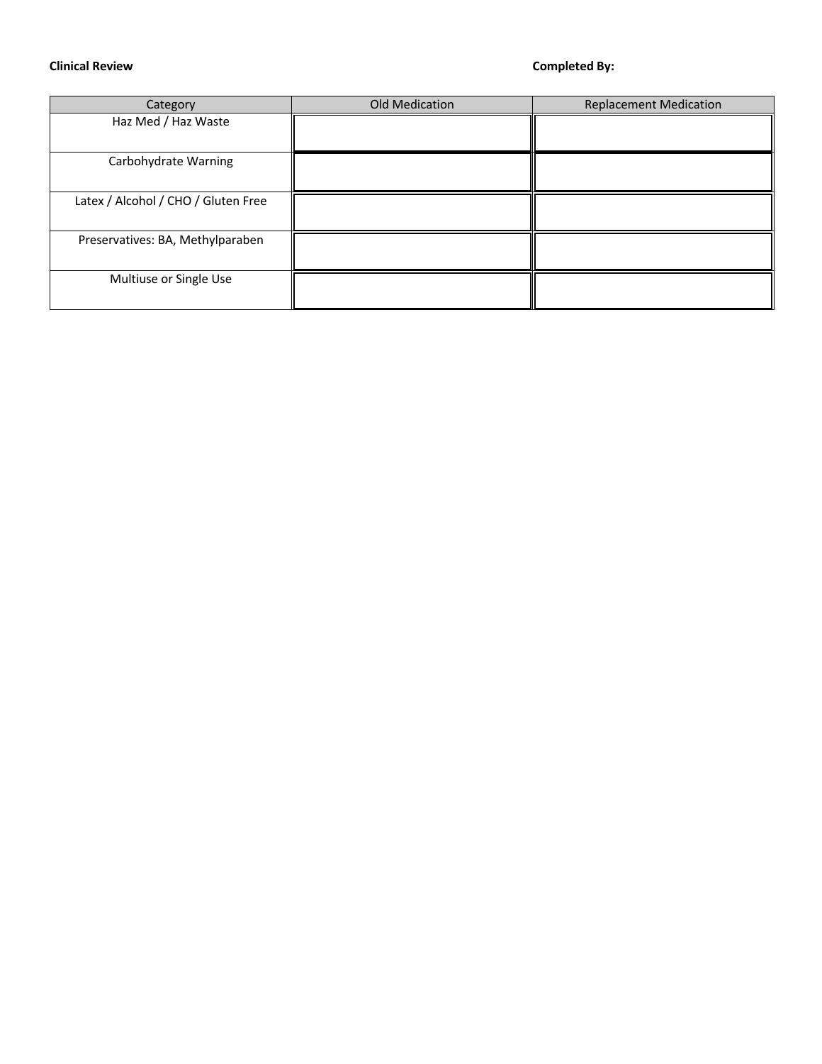**Clinical Review** **Completed By:**

| Category | Old Medication | Replacement Medication |
|---|---|---|
| Haz Med / Haz Waste | | |
| Carbohydrate Warning | | |
| Latex / Alcohol / CHO / Gluten Free | | |
| Preservatives: BA, Methylparaben | | |
| Multiuse or Single Use | | |